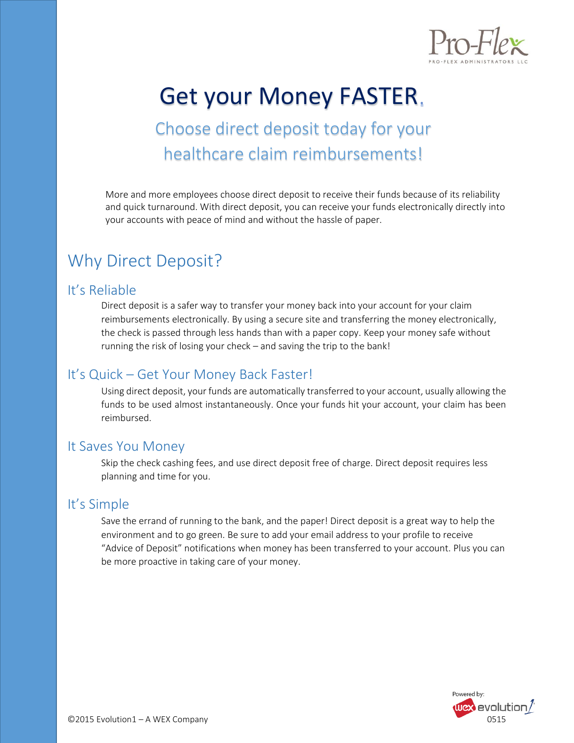# Get your Money FASTER.

## Choose direct deposit today for your healthcare claim reimbursements!

More and more employees choose direct deposit to receive their funds because of its reliability and quick turnaround. With direct deposit, you can receive your funds electronically directly into your accounts with peace of mind and without the hassle of paper.

## Why Direct Deposit?

### It's Reliable

Direct deposit is a safer way to transfer your money back into your account for your claim reimbursements electronically. By using a secure site and transferring the money electronically, the check is passed through less hands than with a paper copy. Keep your money safe without running the risk of losing your check – and saving the trip to the bank!

### It's Quick – Get Your Money Back Faster!

Using direct deposit, your funds are automatically transferred to your account, usually allowing the funds to be used almost instantaneously. Once your funds hit your account, your claim has been reimbursed.

### It Saves You Money

Skip the check cashing fees, and use direct deposit free of charge. Direct deposit requires less planning and time for you.

### It's Simple

Save the errand of running to the bank, and the paper! Direct deposit is a great way to help the environment and to go green. Be sure to add your email address to your profile to receive "Advice of Deposit" notifications when money has been transferred to your account. Plus you can be more proactive in taking care of your money.

©2015 Evolution1 – A WEX Company

0515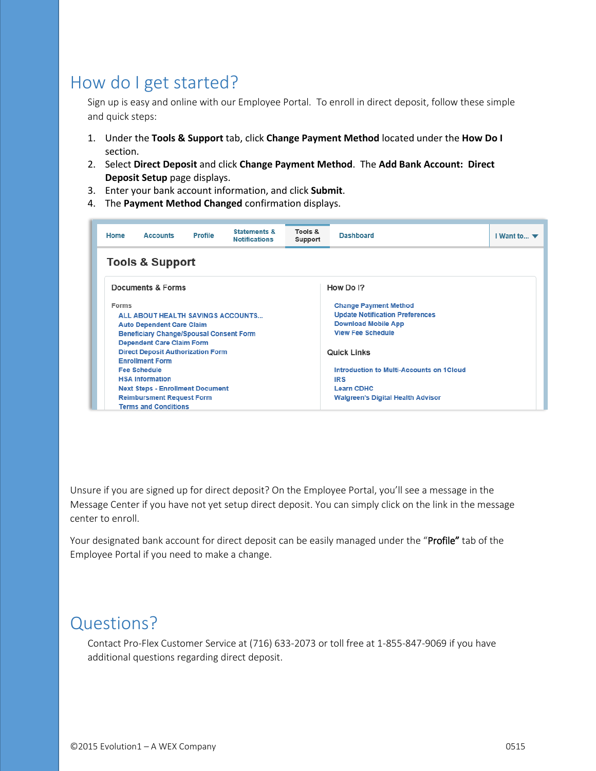# How do I get started?

Sign up is easy and online with our Employee Portal. To enroll in direct deposit, follow these simple and quick steps:

1. Under the **Tools & Support** tab, click **Change Payment Method** located under the **How Do I** section.
2. Select **Direct Deposit** and click **Change Payment Method**. The **Add Bank Account: Direct Deposit Setup** page displays.
3. Enter your bank account information, and click **Submit**.
4. The **Payment Method Changed** confirmation displays.

Home | Accounts | Profile | Statements & Notifications | Tools & Support | Dashboard | I Want to...

**Tools & Support**

Documents & Forms

Forms
- ALL ABOUT HEALTH SAVINGS ACCOUNTS...
- Auto Dependent Care Claim
- Beneficiary Change/Spousal Consent Form
- Dependent Care Claim Form
- Direct Deposit Authorization Form
- Enrollment Form
- Fee Schedule
- HSA Information
- Next Steps - Enrollment Document
- Reimbursment Request Form
- Terms and Conditions

How Do I?
- Change Payment Method
- Update Notification Preferences
- Download Mobile App
- View Fee Schedule

Quick Links
- Introduction to Multi-Accounts on 1Cloud
- IRS
- Learn CDHC
- Walgreen's Digital Health Advisor

Unsure if you are signed up for direct deposit? On the Employee Portal, you'll see a message in the Message Center if you have not yet setup direct deposit. You can simply click on the link in the message center to enroll.

Your designated bank account for direct deposit can be easily managed under the "**Profile"** tab of the Employee Portal if you need to make a change.

# Questions?

Contact Pro-Flex Customer Service at (716) 633-2073 or toll free at 1-855-847-9069 if you have additional questions regarding direct deposit.

©2015 Evolution1 – A WEX Company 0515